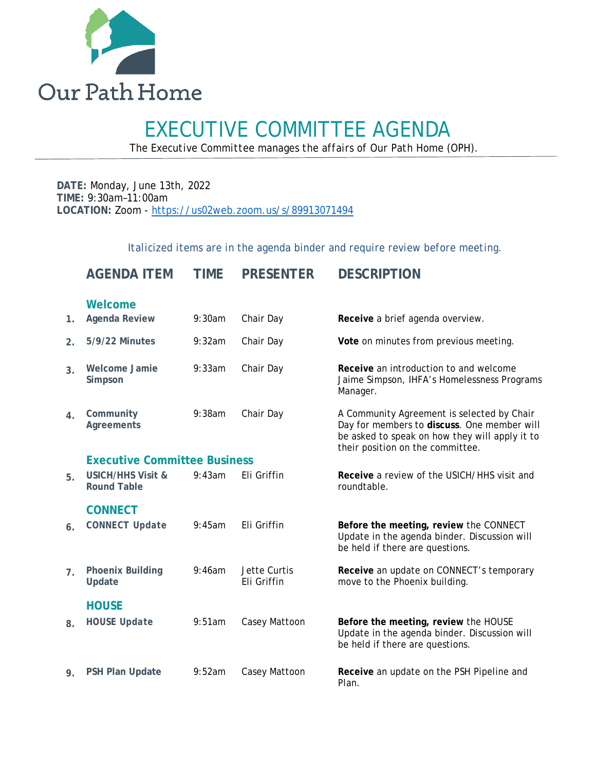Our Path Home

# EXECUTIVE COMMITTEE AGENDA

The Executive Committee manages the affairs of Our Path Home (OPH).

**DATE:** Monday, June 13th, 2022
**TIME:** 9:30am–11:00am
**LOCATION:** Zoom - https://us02web.zoom.us/s/89913071494

Italicized items are in the agenda binder and require review before meeting.

| | AGENDA ITEM | TIME | PRESENTER | DESCRIPTION |
|---|---|---|---|---|
| | **Welcome** | | | |
| 1. | **Agenda Review** | 9:30am | Chair Day | **Receive** a brief agenda overview. |
| 2. | **5/9/22 Minutes** | 9:32am | Chair Day | **Vote** on minutes from previous meeting. |
| 3. | **Welcome Jamie Simpson** | 9:33am | Chair Day | **Receive** an introduction to and welcome Jaime Simpson, IHFA's Homelessness Programs Manager. |
| 4. | **Community Agreements** | 9:38am | Chair Day | A Community Agreement is selected by Chair Day for members to **discuss**. One member will be asked to speak on how they will apply it to their position on the committee. |
| | **Executive Committee Business** | | | |
| 5. | **USICH/HHS Visit & Round Table** | 9:43am | Eli Griffin | **Receive** a review of the USICH/HHS visit and roundtable. |
| | **CONNECT** | | | |
| 6. | **CONNECT Update** | 9:45am | Eli Griffin | **Before the meeting, review** the CONNECT Update in the agenda binder. Discussion will be held if there are questions. |
| 7. | **Phoenix Building Update** | 9:46am | Jette Curtis<br>Eli Griffin | **Receive** an update on CONNECT's temporary move to the Phoenix building. |
| | **HOUSE** | | | |
| 8. | **HOUSE Update** | 9:51am | Casey Mattoon | **Before the meeting, review** the HOUSE Update in the agenda binder. Discussion will be held if there are questions. |
| 9. | **PSH Plan Update** | 9:52am | Casey Mattoon | **Receive** an update on the PSH Pipeline and Plan. |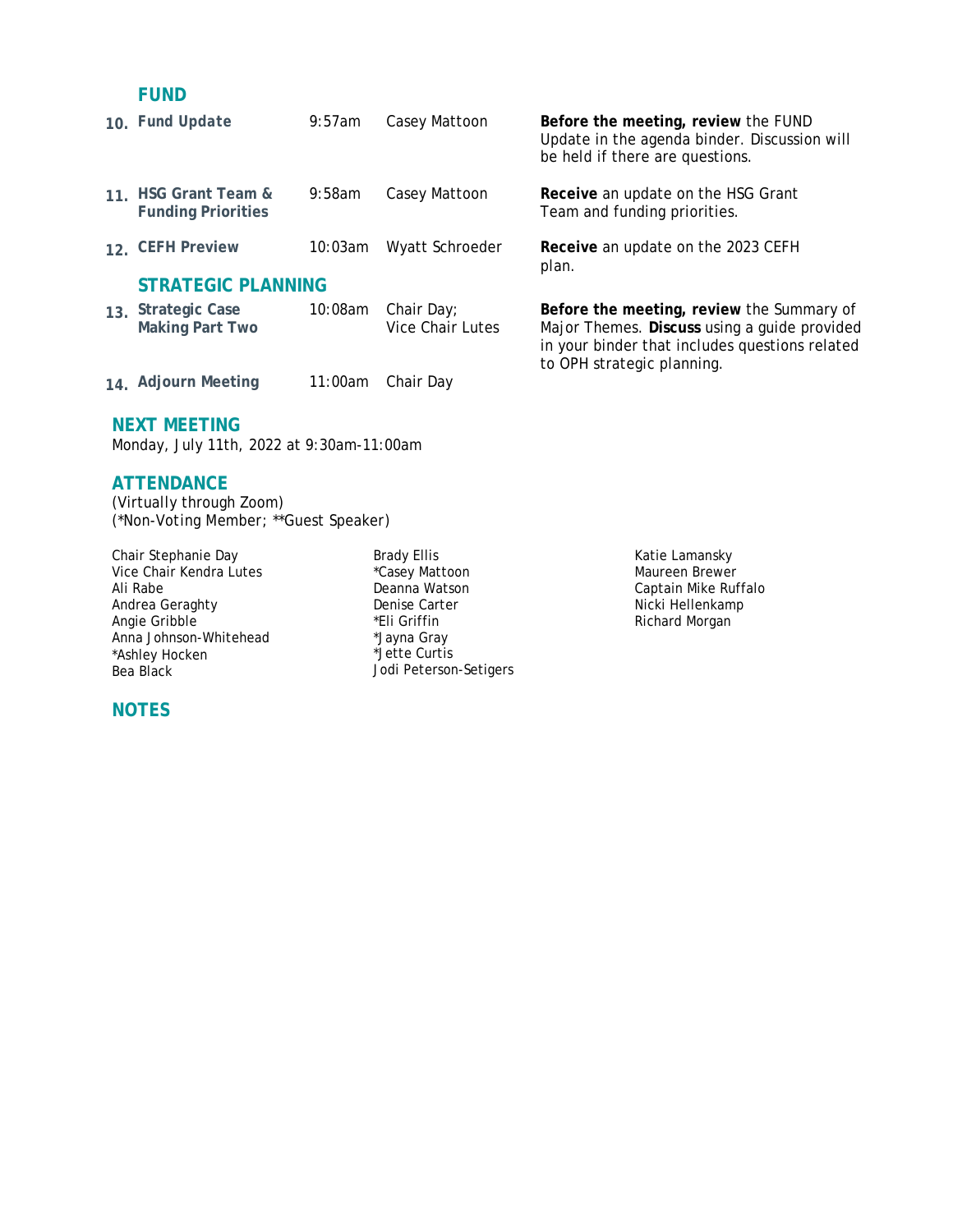## FUND

| | | | | |
|---|---|---|---|---|
| 10. | **Fund Update** | 9:57am | Casey Mattoon | **Before the meeting, review** the FUND Update in the agenda binder. Discussion will be held if there are questions. |
| 11. | **HSG Grant Team & Funding Priorities** | 9:58am | Casey Mattoon | **Receive** an update on the HSG Grant Team and funding priorities. |
| 12. | **CEFH Preview** | 10:03am | Wyatt Schroeder | **Receive** an update on the 2023 CEFH plan. |

## STRATEGIC PLANNING

| | | | | |
|---|---|---|---|---|
| 13. | **Strategic Case Making Part Two** | 10:08am | Chair Day; Vice Chair Lutes | **Before the meeting, review** the Summary of Major Themes. **Discuss** using a guide provided in your binder that includes questions related to OPH strategic planning. |
| 14. | **Adjourn Meeting** | 11:00am | Chair Day | |

## NEXT MEETING

Monday, July 11th, 2022 at 9:30am-11:00am

## ATTENDANCE

(Virtually through Zoom)
(*Non-Voting Member; **Guest Speaker)

Chair Stephanie Day
Vice Chair Kendra Lutes
Ali Rabe
Andrea Geraghty
Angie Gribble
Anna Johnson-Whitehead
*Ashley Hocken
Bea Black
Brady Ellis
*Casey Mattoon
Deanna Watson
Denise Carter
*Eli Griffin
*Jayna Gray
*Jette Curtis
Jodi Peterson-Setigers
Katie Lamansky
Maureen Brewer
Captain Mike Ruffalo
Nicki Hellenkamp
Richard Morgan

## NOTES